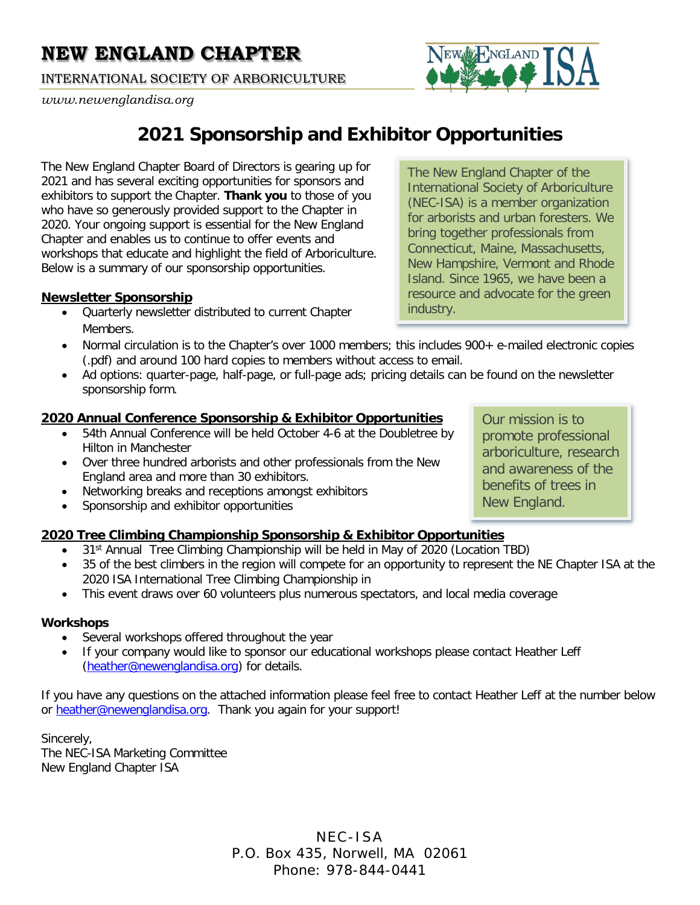# NEW ENGLAND CHAPTER

INTERNATIONAL SOCIETY OF ARBORICULTURE

*www.newenglandisa.org*

## 2021 Sponsorship and Exhibitor Opportunities

The New England Chapter Board of Directors is gearing up for 2021 and has several exciting opportunities for sponsors and exhibitors to support the Chapter. **Thank you** to those of you who have so generously provided support to the Chapter in 2020. Your ongoing support is essential for the New England Chapter and enables us to continue to offer events and workshops that educate and highlight the field of Arboriculture. Below is a summary of our sponsorship opportunities.

The New England Chapter of the International Society of Arboriculture (NEC-ISA) is a member organization for arborists and urban foresters. We bring together professionals from Connecticut, Maine, Massachusetts, New Hampshire, Vermont and Rhode Island. Since 1965, we have been a resource and advocate for the green industry.

**Newsletter Sponsorship**

- Quarterly newsletter distributed to current Chapter Members.
- Normal circulation is to the Chapter's over 1000 members; this includes 900+ e-mailed electronic copies (.pdf) and around 100 hard copies to members without access to email.
- Ad options: quarter-page, half-page, or full-page ads; pricing details can be found on the newsletter sponsorship form.

**2020 Annual Conference Sponsorship & Exhibitor Opportunities**

- 54th Annual Conference will be held October 4-6 at the Doubletree by Hilton in Manchester
- Over three hundred arborists and other professionals from the New England area and more than 30 exhibitors.
- Networking breaks and receptions amongst exhibitors
- Sponsorship and exhibitor opportunities

Our mission is to promote professional arboriculture, research and awareness of the benefits of trees in New England.

**2020 Tree Climbing Championship Sponsorship & Exhibitor Opportunities**

- 31st Annual Tree Climbing Championship will be held in May of 2020 (Location TBD)
- 35 of the best climbers in the region will compete for an opportunity to represent the NE Chapter ISA at the 2020 ISA International Tree Climbing Championship in
- This event draws over 60 volunteers plus numerous spectators, and local media coverage

**Workshops**

- Several workshops offered throughout the year
- If your company would like to sponsor our educational workshops please contact Heather Leff (heather@newenglandisa.org) for details.

If you have any questions on the attached information please feel free to contact Heather Leff at the number below or heather@newenglandisa.org. Thank you again for your support!

Sincerely,
The NEC-ISA Marketing Committee
New England Chapter ISA

NEC-ISA
P.O. Box 435, Norwell, MA 02061
Phone: 978-844-0441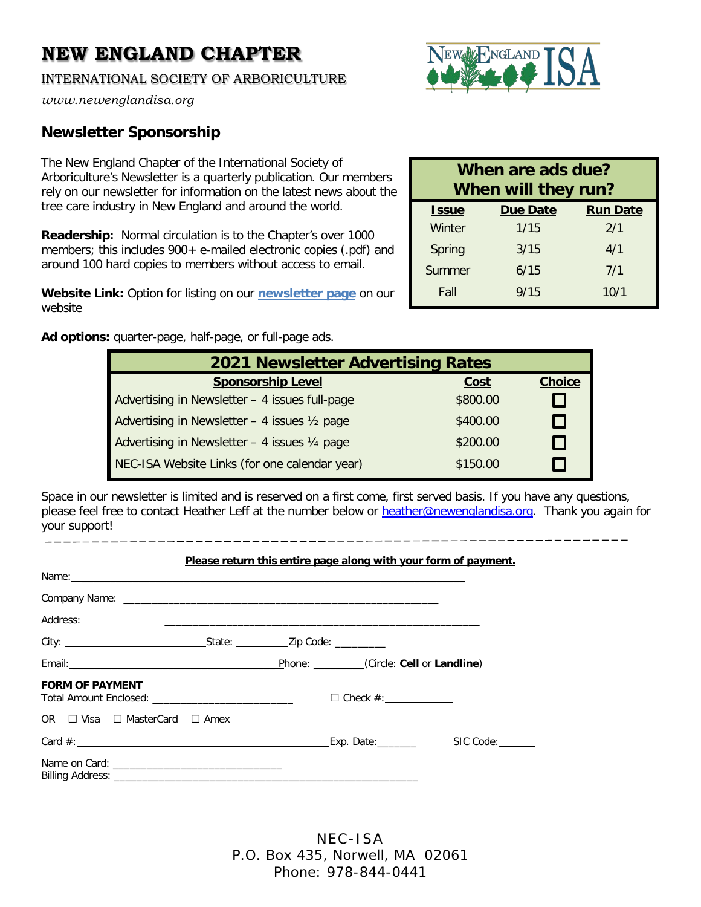# NEW ENGLAND CHAPTER

INTERNATIONAL SOCIETY OF ARBORICULTURE

*www.newenglandisa.org*

## Newsletter Sponsorship

The New England Chapter of the International Society of Arboriculture's Newsletter is a quarterly publication. Our members rely on our newsletter for information on the latest news about the tree care industry in New England and around the world.

**Readership:** Normal circulation is to the Chapter's over 1000 members; this includes 900+ e-mailed electronic copies (.pdf) and around 100 hard copies to members without access to email.

**Website Link:** Option for listing on our **newsletter page** on our website

| When are ads due? When will they run? | | |
|---|---|---|
| **Issue** | **Due Date** | **Run Date** |
| Winter | 1/15 | 2/1 |
| Spring | 3/15 | 4/1 |
| Summer | 6/15 | 7/1 |
| Fall | 9/15 | 10/1 |

**Ad options:** quarter-page, half-page, or full-page ads.

| 2021 Newsletter Advertising Rates | | |
|---|---|---|
| **Sponsorship Level** | **Cost** | **Choice** |
| Advertising in Newsletter – 4 issues full-page | $800.00 | ☐ |
| Advertising in Newsletter – 4 issues ½ page | $400.00 | ☐ |
| Advertising in Newsletter – 4 issues ¼ page | $200.00 | ☐ |
| NEC-ISA Website Links (for one calendar year) | $150.00 | ☐ |

Space in our newsletter is limited and is reserved on a first come, first served basis. If you have any questions, please feel free to contact Heather Leff at the number below or heather@newenglandisa.org. Thank you again for your support!

---

**Please return this entire page along with your form of payment.**

Name: ______________________________________________

Company Name: ______________________________________________

Address: ______________________________________________

City: ____________________ State: ________ Zip Code: ________

Email: ______________________________ Phone: ________ (Circle: **Cell** or **Landline**)

**FORM OF PAYMENT**

Total Amount Enclosed: ____________________ ☐ Check #: __________

OR ☐ Visa ☐ MasterCard ☐ Amex

Card #: ________________________________ Exp. Date: ______ SIC Code: ______

Name on Card: ________________________

Billing Address: ______________________________________________

NEC-ISA
P.O. Box 435, Norwell, MA 02061
Phone: 978-844-0441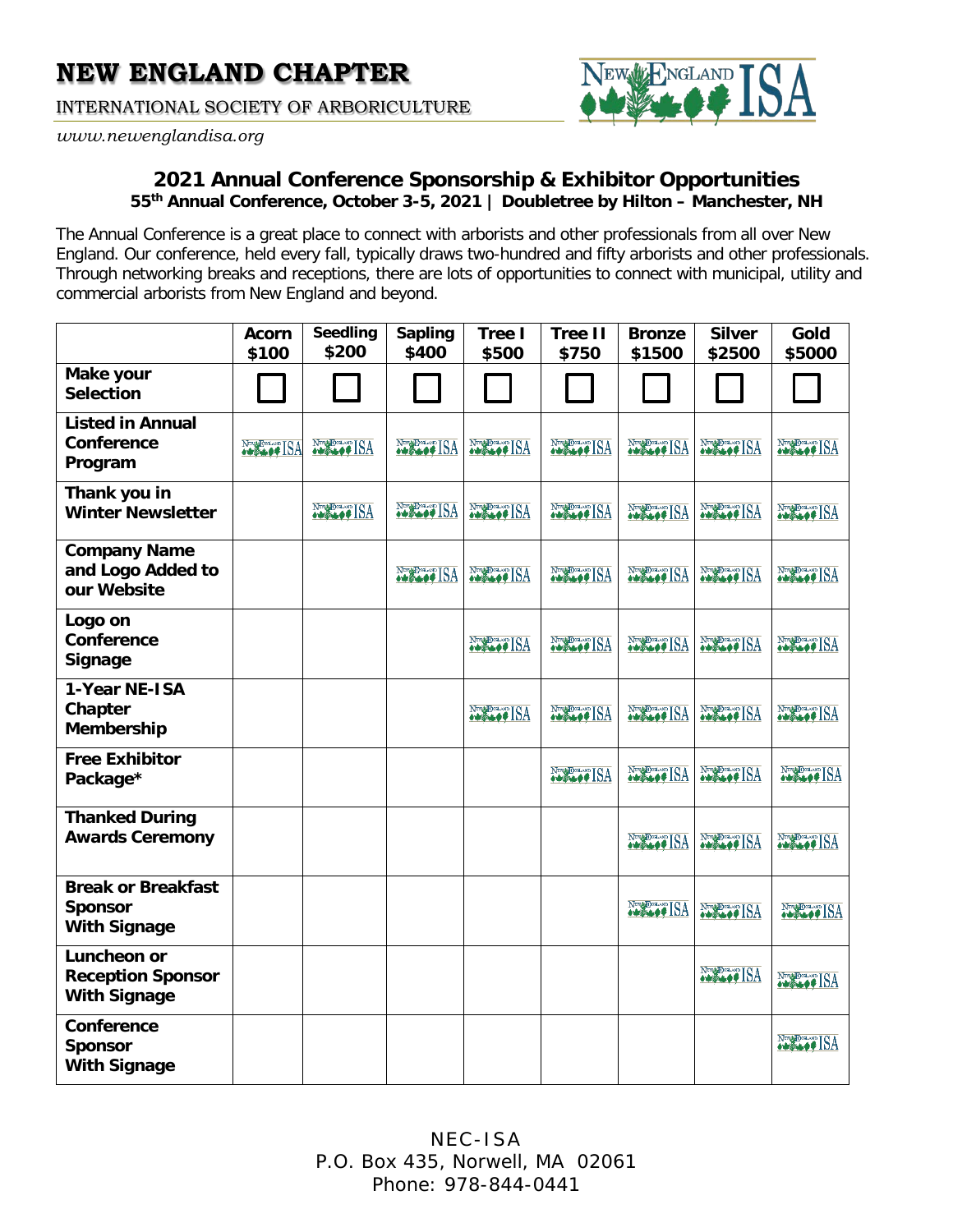# NEW ENGLAND CHAPTER

INTERNATIONAL SOCIETY OF ARBORICULTURE

*www.newenglandisa.org*

## 2021 Annual Conference Sponsorship & Exhibitor Opportunities

**55th Annual Conference, October 3-5, 2021 | Doubletree by Hilton – Manchester, NH**

The Annual Conference is a great place to connect with arborists and other professionals from all over New England. Our conference, held every fall, typically draws two-hundred and fifty arborists and other professionals. Through networking breaks and receptions, there are lots of opportunities to connect with municipal, utility and commercial arborists from New England and beyond.

| | Acorn $100 | Seedling $200 | Sapling $400 | Tree I $500 | Tree II $750 | Bronze $1500 | Silver $2500 | Gold $5000 |
|---|---|---|---|---|---|---|---|---|
| **Make your Selection** | ☐ | ☐ | ☐ | ☐ | ☐ | ☐ | ☐ | ☐ |
| **Listed in Annual Conference Program** | ✓ | ✓ | ✓ | ✓ | ✓ | ✓ | ✓ | ✓ |
| **Thank you in Winter Newsletter** | | ✓ | ✓ | ✓ | ✓ | ✓ | ✓ | ✓ |
| **Company Name and Logo Added to our Website** | | | ✓ | ✓ | ✓ | ✓ | ✓ | ✓ |
| **Logo on Conference Signage** | | | | ✓ | ✓ | ✓ | ✓ | ✓ |
| **1-Year NE-ISA Chapter Membership** | | | | ✓ | ✓ | ✓ | ✓ | ✓ |
| **Free Exhibitor Package*** | | | | | ✓ | ✓ | ✓ | ✓ |
| **Thanked During Awards Ceremony** | | | | | | ✓ | ✓ | ✓ |
| **Break or Breakfast Sponsor With Signage** | | | | | | ✓ | ✓ | ✓ |
| **Luncheon or Reception Sponsor With Signage** | | | | | | | ✓ | ✓ |
| **Conference Sponsor With Signage** | | | | | | | | ✓ |

NEC-ISA
P.O. Box 435, Norwell, MA 02061
Phone: 978-844-0441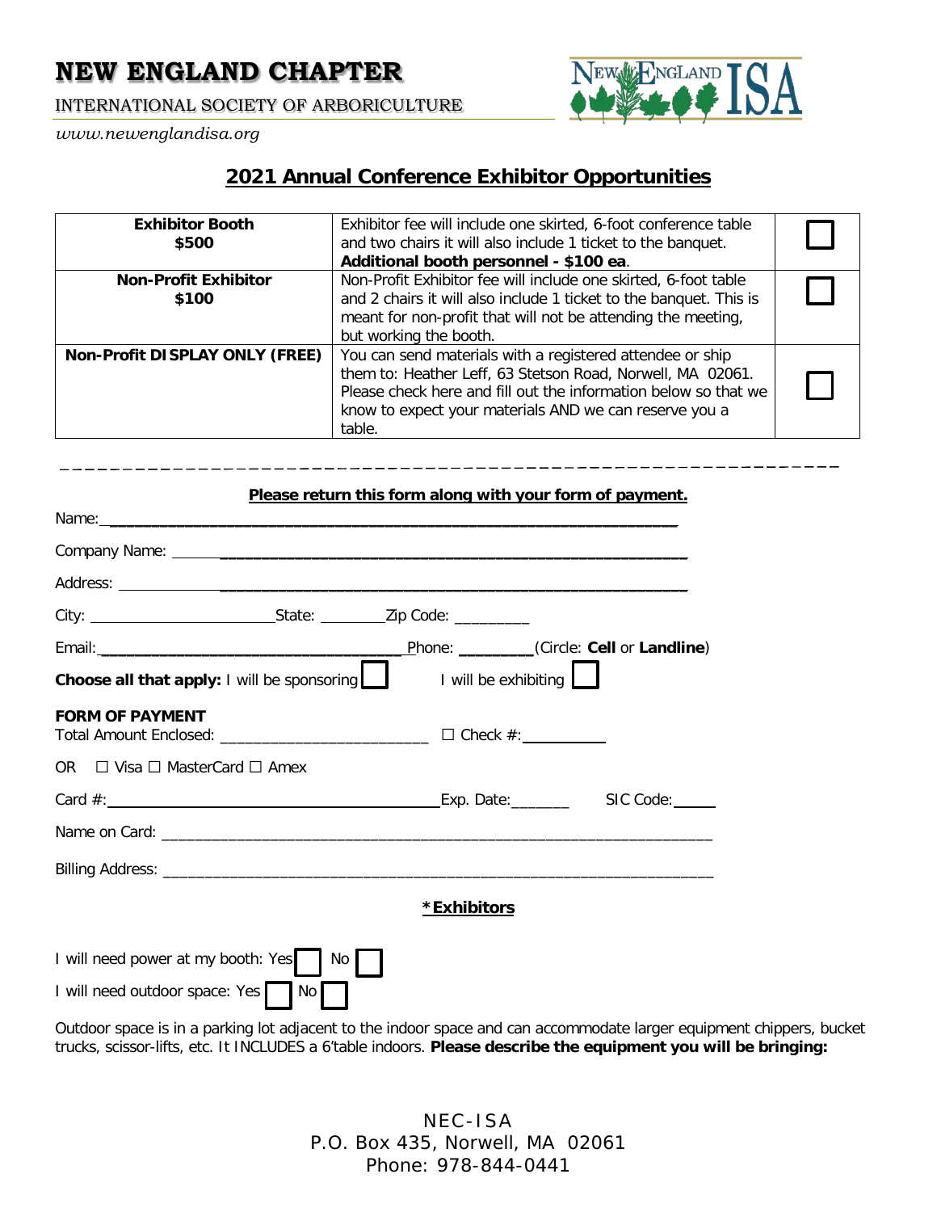# NEW ENGLAND CHAPTER

INTERNATIONAL SOCIETY OF ARBORICULTURE

*www.newenglandisa.org*

## 2021 Annual Conference Exhibitor Opportunities

| | | |
|---|---|---|
| **Exhibitor Booth**<br>**$500** | Exhibitor fee will include one skirted, 6-foot conference table and two chairs it will also include 1 ticket to the banquet. **Additional booth personnel - $100 ea**. | ☐ |
| **Non-Profit Exhibitor**<br>**$100** | Non-Profit Exhibitor fee will include one skirted, 6-foot table and 2 chairs it will also include 1 ticket to the banquet. This is meant for non-profit that will not be attending the meeting, but working the booth. | ☐ |
| **Non-Profit DISPLAY ONLY (FREE)** | You can send materials with a registered attendee or ship them to: Heather Leff, 63 Stetson Road, Norwell, MA 02061. Please check here and fill out the information below so that we know to expect your materials AND we can reserve you a table. | ☐ |

---

**Please return this form along with your form of payment.**

Name: ____________________________________________

Company Name: ____________________________________________

Address: ____________________________________________

City: ____________________ State: ________ Zip Code: _________

Email: ________________________________ Phone: _________ (Circle: **Cell** or **Landline**)

**Choose all that apply:** I will be sponsoring ☐ I will be exhibiting ☐

**FORM OF PAYMENT**

Total Amount Enclosed: ________________________ ☐ Check #: __________

OR ☐ Visa ☐ MasterCard ☐ Amex

Card #: ________________________________ Exp. Date: _______ SIC Code: _____

Name on Card: ____________________________________________

Billing Address: ____________________________________________

**\*Exhibitors**

I will need power at my booth: Yes ☐ No ☐

I will need outdoor space: Yes ☐ No ☐

Outdoor space is in a parking lot adjacent to the indoor space and can accommodate larger equipment chippers, bucket trucks, scissor-lifts, etc. It INCLUDES a 6'table indoors. **Please describe the equipment you will be bringing:**

NEC-ISA
P.O. Box 435, Norwell, MA 02061
Phone: 978-844-0441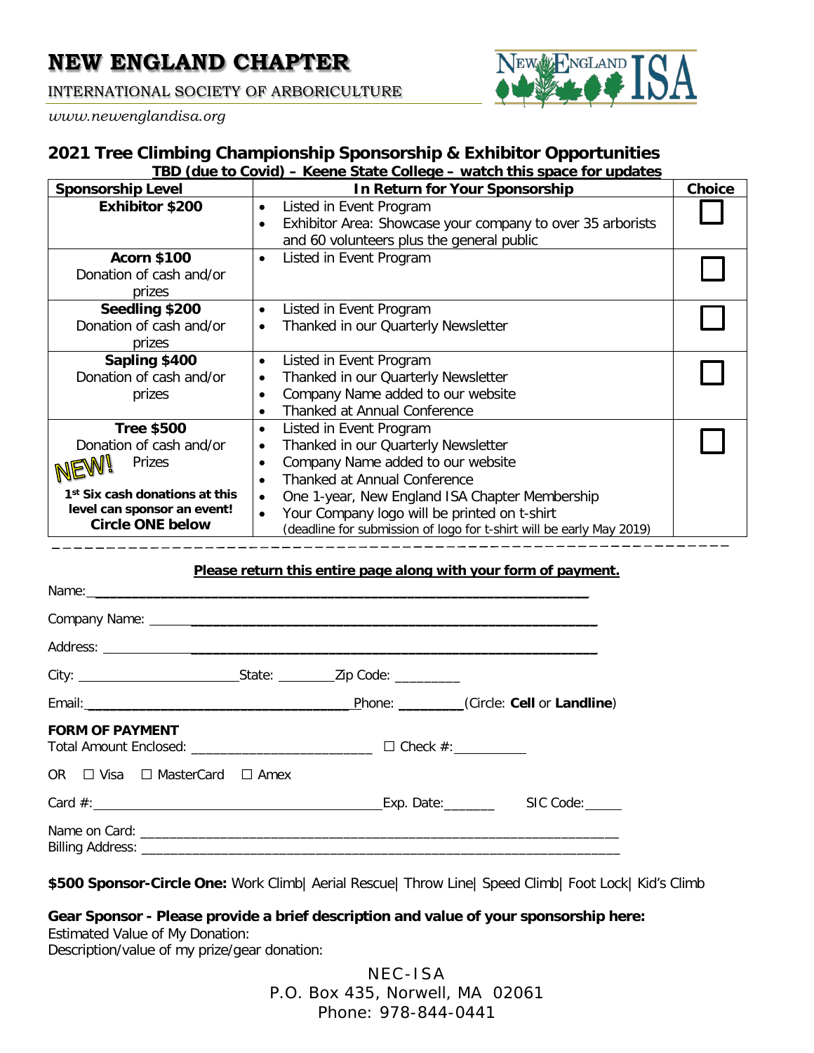# NEW ENGLAND CHAPTER

INTERNATIONAL SOCIETY OF ARBORICULTURE

*www.newenglandisa.org*

## 2021 Tree Climbing Championship Sponsorship & Exhibitor Opportunities

**TBD (due to Covid) – Keene State College – watch this space for updates**

| Sponsorship Level | In Return for Your Sponsorship | Choice |
|---|---|---|
| **Exhibitor $200** | • Listed in Event Program<br>• Exhibitor Area: Showcase your company to over 35 arborists and 60 volunteers plus the general public | ☐ |
| **Acorn $100**<br>Donation of cash and/or prizes | • Listed in Event Program | ☐ |
| **Seedling $200**<br>Donation of cash and/or prizes | • Listed in Event Program<br>• Thanked in our Quarterly Newsletter | ☐ |
| **Sapling $400**<br>Donation of cash and/or prizes | • Listed in Event Program<br>• Thanked in our Quarterly Newsletter<br>• Company Name added to our website<br>• Thanked at Annual Conference | ☐ |
| **Tree $500**<br>Donation of cash and/or Prizes<br>NEW!<br>**1st Six cash donations at this level can sponsor an event! Circle ONE below** | • Listed in Event Program<br>• Thanked in our Quarterly Newsletter<br>• Company Name added to our website<br>• Thanked at Annual Conference<br>• One 1-year, New England ISA Chapter Membership<br>• Your Company logo will be printed on t-shirt<br>(deadline for submission of logo for t-shirt will be early May 2019) | ☐ |

**Please return this entire page along with your form of payment.**

Name: ______________________________________________

Company Name: ______________________________________________

Address: ______________________________________________

City: ____________________ State: ________ Zip Code: _________

Email: ________________________________ Phone: _________ (Circle: **Cell** or **Landline**)

**FORM OF PAYMENT**

Total Amount Enclosed: ________________________ ☐ Check #: __________

OR ☐ Visa ☐ MasterCard ☐ Amex

Card #: ______________________________________ Exp. Date: _______ SIC Code: _____

Name on Card: ______________________________________________

Billing Address: ______________________________________________

**$500 Sponsor-Circle One:** Work Climb| Aerial Rescue| Throw Line| Speed Climb| Foot Lock| Kid's Climb

**Gear Sponsor - Please provide a brief description and value of your sponsorship here:**

Estimated Value of My Donation:

Description/value of my prize/gear donation:

NEC-ISA

P.O. Box 435, Norwell, MA 02061

Phone: 978-844-0441